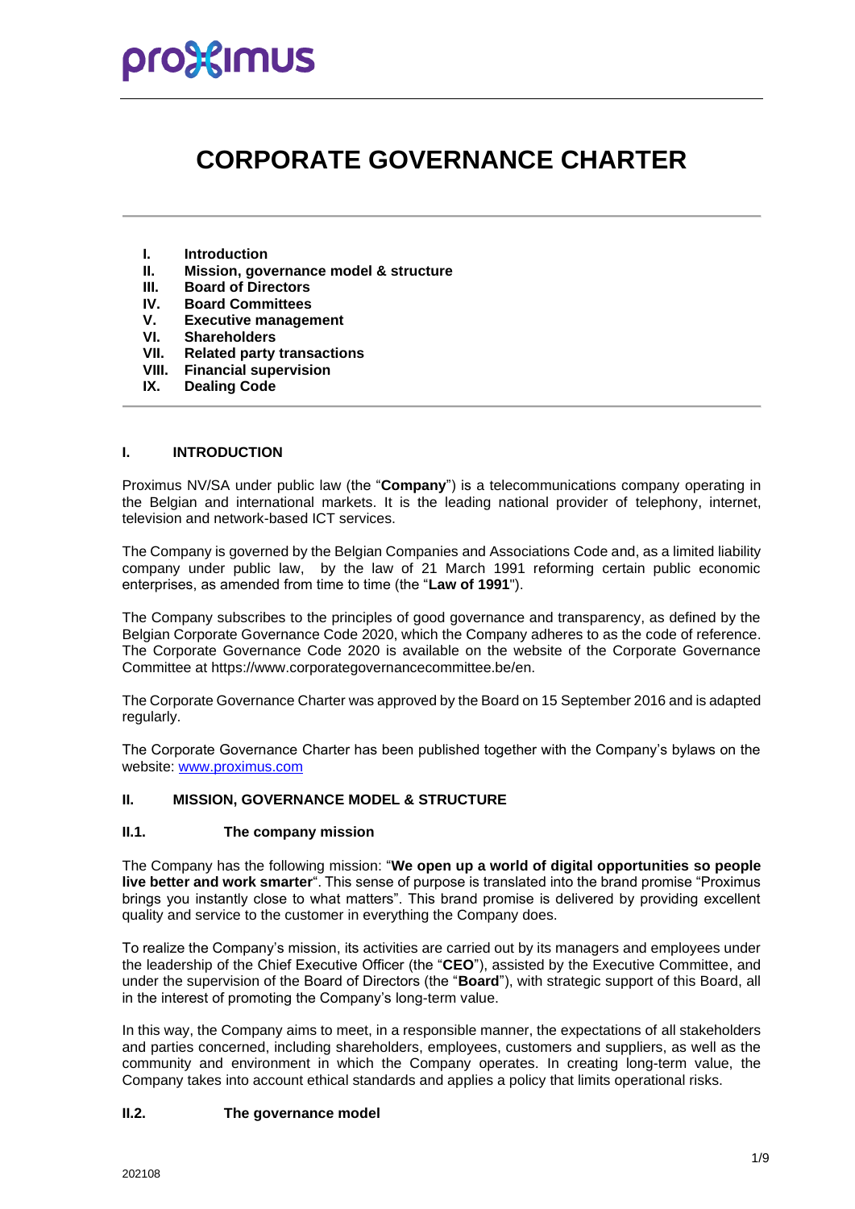# CORPORATE GOVERNANCE CHARTER

- **I. Introduction**
- **II. Mission, governance model & structure**
- **III. Board of Directors**
- **IV. Board Committees**
- **V. Executive management**
- **VI. Shareholders**
- **VII. Related party transactions**
- **VIII. Financial supervision**
- **IX. Dealing Code**

## I. INTRODUCTION

Proximus NV/SA under public law (the "**Company**") is a telecommunications company operating in the Belgian and international markets. It is the leading national provider of telephony, internet, television and network-based ICT services.

The Company is governed by the Belgian Companies and Associations Code and, as a limited liability company under public law, by the law of 21 March 1991 reforming certain public economic enterprises, as amended from time to time (the "**Law of 1991**").

The Company subscribes to the principles of good governance and transparency, as defined by the Belgian Corporate Governance Code 2020, which the Company adheres to as the code of reference. The Corporate Governance Code 2020 is available on the website of the Corporate Governance Committee at https://www.corporategovernancecommittee.be/en.

The Corporate Governance Charter was approved by the Board on 15 September 2016 and is adapted regularly.

The Corporate Governance Charter has been published together with the Company's bylaws on the website: www.proximus.com

## II. MISSION, GOVERNANCE MODEL & STRUCTURE

### II.1. The company mission

The Company has the following mission: "**We open up a world of digital opportunities so people live better and work smarter**". This sense of purpose is translated into the brand promise "Proximus brings you instantly close to what matters". This brand promise is delivered by providing excellent quality and service to the customer in everything the Company does.

To realize the Company's mission, its activities are carried out by its managers and employees under the leadership of the Chief Executive Officer (the "**CEO**"), assisted by the Executive Committee, and under the supervision of the Board of Directors (the "**Board**"), with strategic support of this Board, all in the interest of promoting the Company's long-term value.

In this way, the Company aims to meet, in a responsible manner, the expectations of all stakeholders and parties concerned, including shareholders, employees, customers and suppliers, as well as the community and environment in which the Company operates. In creating long-term value, the Company takes into account ethical standards and applies a policy that limits operational risks.

### II.2. The governance model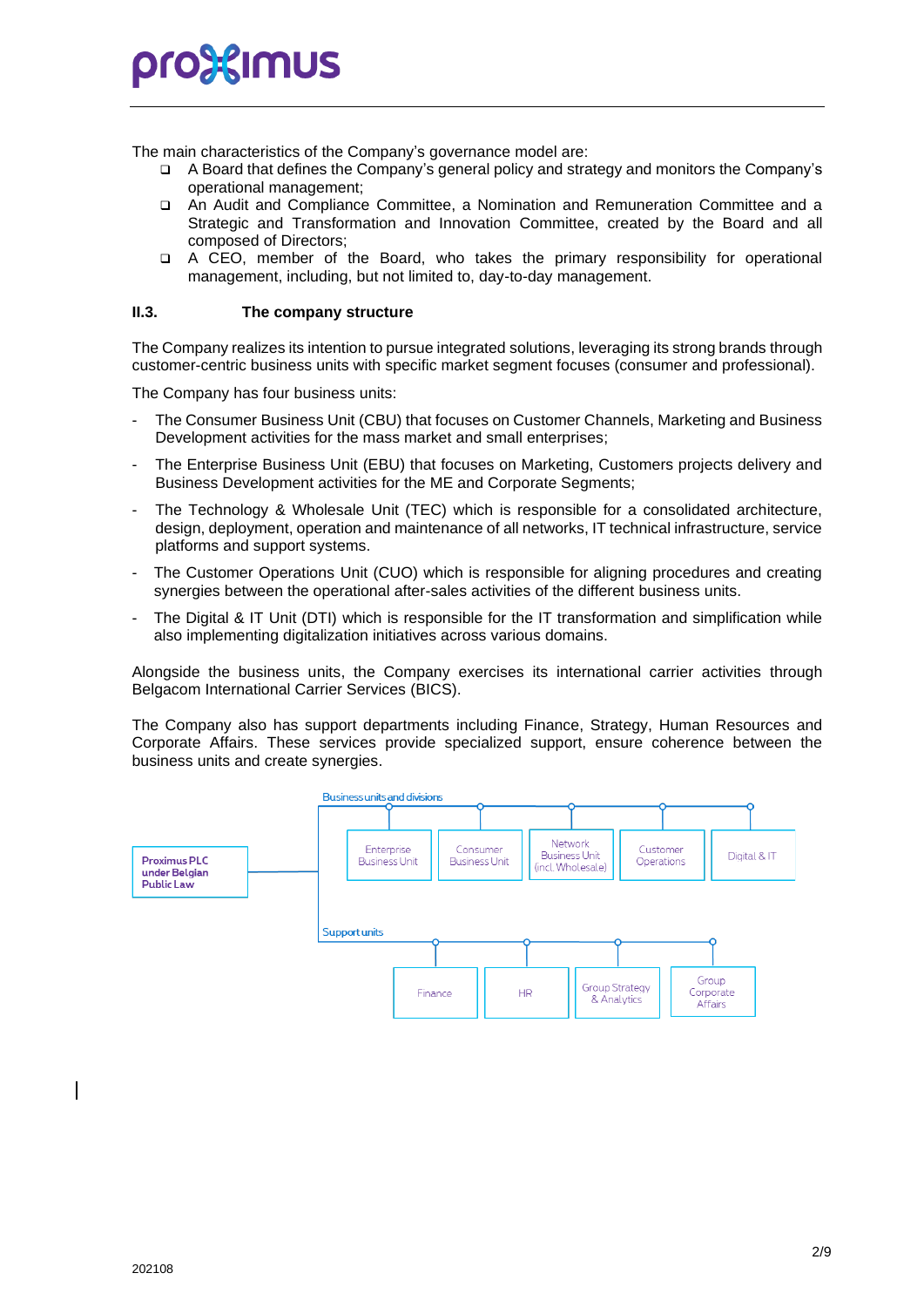The main characteristics of the Company's governance model are:

- A Board that defines the Company's general policy and strategy and monitors the Company's operational management;
- An Audit and Compliance Committee, a Nomination and Remuneration Committee and a Strategic and Transformation and Innovation Committee, created by the Board and all composed of Directors;
- A CEO, member of the Board, who takes the primary responsibility for operational management, including, but not limited to, day-to-day management.

### II.3. The company structure

The Company realizes its intention to pursue integrated solutions, leveraging its strong brands through customer-centric business units with specific market segment focuses (consumer and professional).

The Company has four business units:

- The Consumer Business Unit (CBU) that focuses on Customer Channels, Marketing and Business Development activities for the mass market and small enterprises;
- The Enterprise Business Unit (EBU) that focuses on Marketing, Customers projects delivery and Business Development activities for the ME and Corporate Segments;
- The Technology & Wholesale Unit (TEC) which is responsible for a consolidated architecture, design, deployment, operation and maintenance of all networks, IT technical infrastructure, service platforms and support systems.
- The Customer Operations Unit (CUO) which is responsible for aligning procedures and creating synergies between the operational after-sales activities of the different business units.
- The Digital & IT Unit (DTI) which is responsible for the IT transformation and simplification while also implementing digitalization initiatives across various domains.

Alongside the business units, the Company exercises its international carrier activities through Belgacom International Carrier Services (BICS).

The Company also has support departments including Finance, Strategy, Human Resources and Corporate Affairs. These services provide specialized support, ensure coherence between the business units and create synergies.

**Proximus PLC under Belgian Public Law**

- Business units and divisions
  - Enterprise Business Unit
  - Consumer Business Unit
  - Network Business Unit (incl. Wholesale)
  - Customer Operations
  - Digital & IT
- Support units
  - Finance
  - HR
  - Group Strategy & Analytics
  - Group Corporate Affairs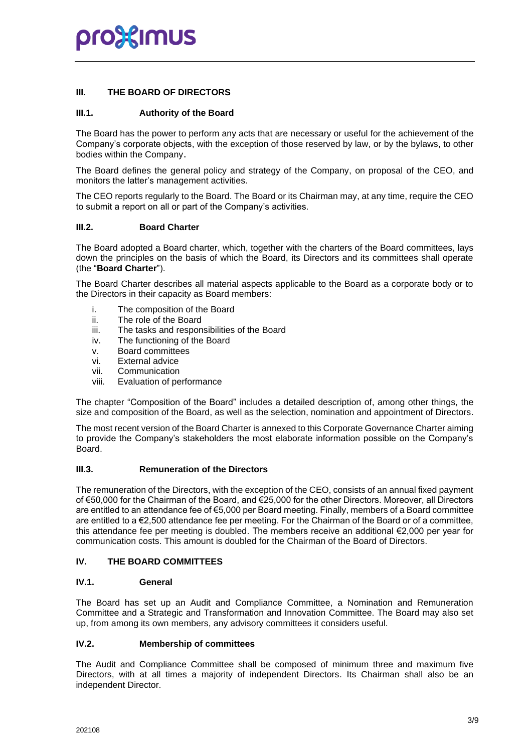## III. THE BOARD OF DIRECTORS

### III.1. Authority of the Board

The Board has the power to perform any acts that are necessary or useful for the achievement of the Company's corporate objects, with the exception of those reserved by law, or by the bylaws, to other bodies within the Company.

The Board defines the general policy and strategy of the Company, on proposal of the CEO, and monitors the latter's management activities.

The CEO reports regularly to the Board. The Board or its Chairman may, at any time, require the CEO to submit a report on all or part of the Company's activities.

### III.2. Board Charter

The Board adopted a Board charter, which, together with the charters of the Board committees, lays down the principles on the basis of which the Board, its Directors and its committees shall operate (the "**Board Charter**").

The Board Charter describes all material aspects applicable to the Board as a corporate body or to the Directors in their capacity as Board members:

i. The composition of the Board
ii. The role of the Board
iii. The tasks and responsibilities of the Board
iv. The functioning of the Board
v. Board committees
vi. External advice
vii. Communication
viii. Evaluation of performance

The chapter "Composition of the Board" includes a detailed description of, among other things, the size and composition of the Board, as well as the selection, nomination and appointment of Directors.

The most recent version of the Board Charter is annexed to this Corporate Governance Charter aiming to provide the Company's stakeholders the most elaborate information possible on the Company's Board.

### III.3. Remuneration of the Directors

The remuneration of the Directors, with the exception of the CEO, consists of an annual fixed payment of €50,000 for the Chairman of the Board, and €25,000 for the other Directors. Moreover, all Directors are entitled to an attendance fee of €5,000 per Board meeting. Finally, members of a Board committee are entitled to a €2,500 attendance fee per meeting. For the Chairman of the Board or of a committee, this attendance fee per meeting is doubled. The members receive an additional €2,000 per year for communication costs. This amount is doubled for the Chairman of the Board of Directors.

## IV. THE BOARD COMMITTEES

### IV.1. General

The Board has set up an Audit and Compliance Committee, a Nomination and Remuneration Committee and a Strategic and Transformation and Innovation Committee. The Board may also set up, from among its own members, any advisory committees it considers useful.

### IV.2. Membership of committees

The Audit and Compliance Committee shall be composed of minimum three and maximum five Directors, with at all times a majority of independent Directors. Its Chairman shall also be an independent Director.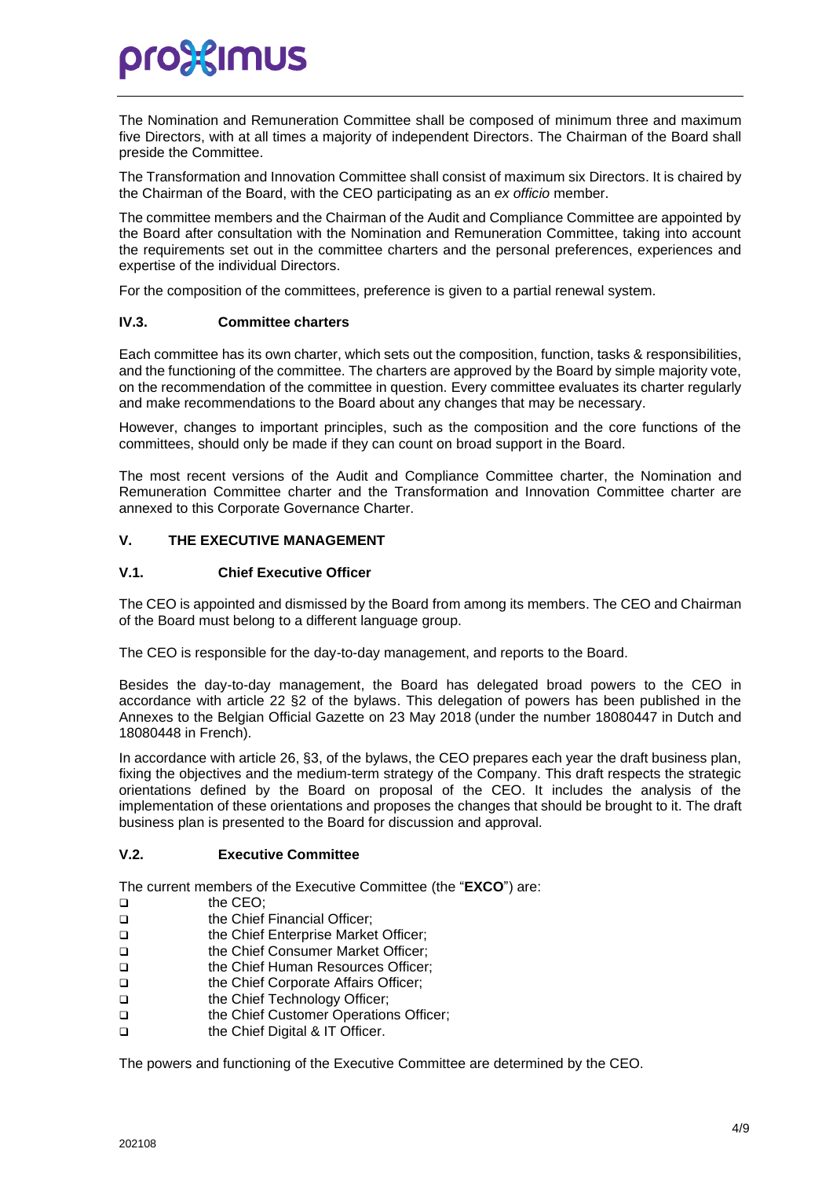The Nomination and Remuneration Committee shall be composed of minimum three and maximum five Directors, with at all times a majority of independent Directors. The Chairman of the Board shall preside the Committee.

The Transformation and Innovation Committee shall consist of maximum six Directors. It is chaired by the Chairman of the Board, with the CEO participating as an *ex officio* member.

The committee members and the Chairman of the Audit and Compliance Committee are appointed by the Board after consultation with the Nomination and Remuneration Committee, taking into account the requirements set out in the committee charters and the personal preferences, experiences and expertise of the individual Directors.

For the composition of the committees, preference is given to a partial renewal system.

### IV.3. Committee charters

Each committee has its own charter, which sets out the composition, function, tasks & responsibilities, and the functioning of the committee. The charters are approved by the Board by simple majority vote, on the recommendation of the committee in question. Every committee evaluates its charter regularly and make recommendations to the Board about any changes that may be necessary.

However, changes to important principles, such as the composition and the core functions of the committees, should only be made if they can count on broad support in the Board.

The most recent versions of the Audit and Compliance Committee charter, the Nomination and Remuneration Committee charter and the Transformation and Innovation Committee charter are annexed to this Corporate Governance Charter.

## V. THE EXECUTIVE MANAGEMENT

### V.1. Chief Executive Officer

The CEO is appointed and dismissed by the Board from among its members. The CEO and Chairman of the Board must belong to a different language group.

The CEO is responsible for the day-to-day management, and reports to the Board.

Besides the day-to-day management, the Board has delegated broad powers to the CEO in accordance with article 22 §2 of the bylaws. This delegation of powers has been published in the Annexes to the Belgian Official Gazette on 23 May 2018 (under the number 18080447 in Dutch and 18080448 in French).

In accordance with article 26, §3, of the bylaws, the CEO prepares each year the draft business plan, fixing the objectives and the medium-term strategy of the Company. This draft respects the strategic orientations defined by the Board on proposal of the CEO. It includes the analysis of the implementation of these orientations and proposes the changes that should be brought to it. The draft business plan is presented to the Board for discussion and approval.

### V.2. Executive Committee

The current members of the Executive Committee (the "**EXCO**") are:

- the CEO;
- the Chief Financial Officer;
- the Chief Enterprise Market Officer;
- the Chief Consumer Market Officer;
- the Chief Human Resources Officer;
- the Chief Corporate Affairs Officer;
- the Chief Technology Officer;
- the Chief Customer Operations Officer;
- the Chief Digital & IT Officer.

The powers and functioning of the Executive Committee are determined by the CEO.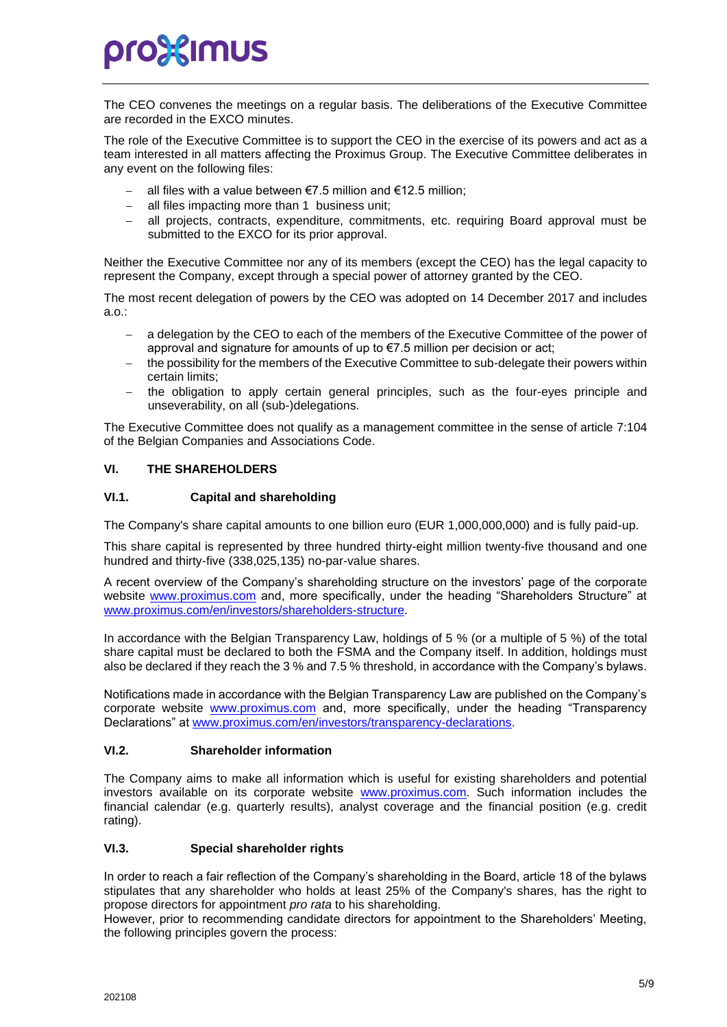The CEO convenes the meetings on a regular basis. The deliberations of the Executive Committee are recorded in the EXCO minutes.

The role of the Executive Committee is to support the CEO in the exercise of its powers and act as a team interested in all matters affecting the Proximus Group. The Executive Committee deliberates in any event on the following files:

- all files with a value between €7.5 million and €12.5 million;
- all files impacting more than 1 business unit;
- all projects, contracts, expenditure, commitments, etc. requiring Board approval must be submitted to the EXCO for its prior approval.

Neither the Executive Committee nor any of its members (except the CEO) has the legal capacity to represent the Company, except through a special power of attorney granted by the CEO.

The most recent delegation of powers by the CEO was adopted on 14 December 2017 and includes a.o.:

- a delegation by the CEO to each of the members of the Executive Committee of the power of approval and signature for amounts of up to €7.5 million per decision or act;
- the possibility for the members of the Executive Committee to sub-delegate their powers within certain limits;
- the obligation to apply certain general principles, such as the four-eyes principle and unseverability, on all (sub-)delegations.

The Executive Committee does not qualify as a management committee in the sense of article 7:104 of the Belgian Companies and Associations Code.

## VI. THE SHAREHOLDERS

### VI.1. Capital and shareholding

The Company's share capital amounts to one billion euro (EUR 1,000,000,000) and is fully paid-up.

This share capital is represented by three hundred thirty-eight million twenty-five thousand and one hundred and thirty-five (338,025,135) no-par-value shares.

A recent overview of the Company's shareholding structure on the investors' page of the corporate website www.proximus.com and, more specifically, under the heading "Shareholders Structure" at www.proximus.com/en/investors/shareholders-structure.

In accordance with the Belgian Transparency Law, holdings of 5 % (or a multiple of 5 %) of the total share capital must be declared to both the FSMA and the Company itself. In addition, holdings must also be declared if they reach the 3 % and 7.5 % threshold, in accordance with the Company's bylaws.

Notifications made in accordance with the Belgian Transparency Law are published on the Company's corporate website www.proximus.com and, more specifically, under the heading "Transparency Declarations" at www.proximus.com/en/investors/transparency-declarations.

### VI.2. Shareholder information

The Company aims to make all information which is useful for existing shareholders and potential investors available on its corporate website www.proximus.com. Such information includes the financial calendar (e.g. quarterly results), analyst coverage and the financial position (e.g. credit rating).

### VI.3. Special shareholder rights

In order to reach a fair reflection of the Company's shareholding in the Board, article 18 of the bylaws stipulates that any shareholder who holds at least 25% of the Company's shares, has the right to propose directors for appointment *pro rata* to his shareholding.
However, prior to recommending candidate directors for appointment to the Shareholders' Meeting, the following principles govern the process: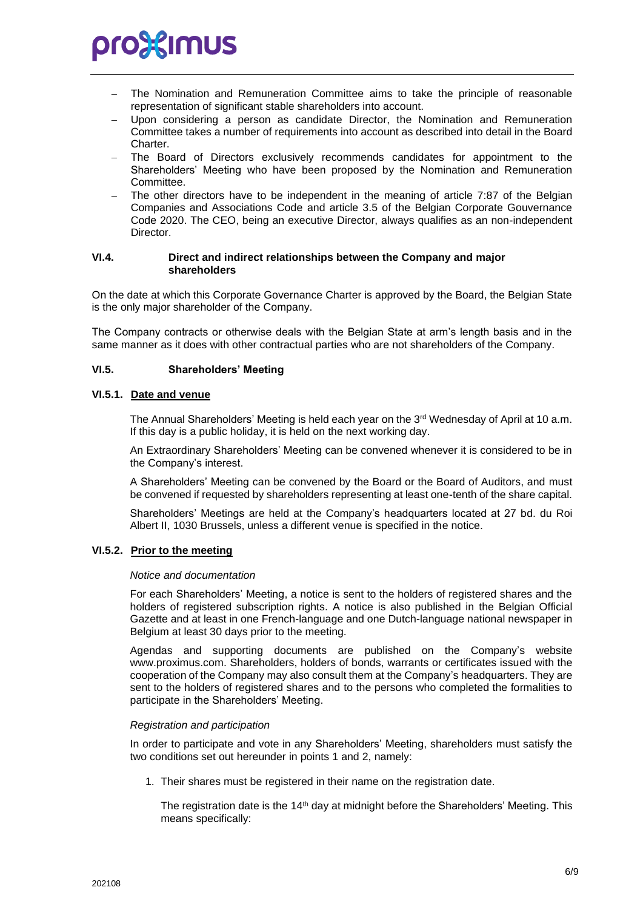- The Nomination and Remuneration Committee aims to take the principle of reasonable representation of significant stable shareholders into account.
- Upon considering a person as candidate Director, the Nomination and Remuneration Committee takes a number of requirements into account as described into detail in the Board Charter.
- The Board of Directors exclusively recommends candidates for appointment to the Shareholders' Meeting who have been proposed by the Nomination and Remuneration Committee.
- The other directors have to be independent in the meaning of article 7:87 of the Belgian Companies and Associations Code and article 3.5 of the Belgian Corporate Gouvernance Code 2020. The CEO, being an executive Director, always qualifies as an non-independent Director.

### VI.4. Direct and indirect relationships between the Company and major shareholders

On the date at which this Corporate Governance Charter is approved by the Board, the Belgian State is the only major shareholder of the Company.

The Company contracts or otherwise deals with the Belgian State at arm's length basis and in the same manner as it does with other contractual parties who are not shareholders of the Company.

### VI.5. Shareholders' Meeting

#### VI.5.1. Date and venue

The Annual Shareholders' Meeting is held each year on the 3rd Wednesday of April at 10 a.m. If this day is a public holiday, it is held on the next working day.

An Extraordinary Shareholders' Meeting can be convened whenever it is considered to be in the Company's interest.

A Shareholders' Meeting can be convened by the Board or the Board of Auditors, and must be convened if requested by shareholders representing at least one-tenth of the share capital.

Shareholders' Meetings are held at the Company's headquarters located at 27 bd. du Roi Albert II, 1030 Brussels, unless a different venue is specified in the notice.

#### VI.5.2. Prior to the meeting

*Notice and documentation*

For each Shareholders' Meeting, a notice is sent to the holders of registered shares and the holders of registered subscription rights. A notice is also published in the Belgian Official Gazette and at least in one French-language and one Dutch-language national newspaper in Belgium at least 30 days prior to the meeting.

Agendas and supporting documents are published on the Company's website www.proximus.com. Shareholders, holders of bonds, warrants or certificates issued with the cooperation of the Company may also consult them at the Company's headquarters. They are sent to the holders of registered shares and to the persons who completed the formalities to participate in the Shareholders' Meeting.

*Registration and participation*

In order to participate and vote in any Shareholders' Meeting, shareholders must satisfy the two conditions set out hereunder in points 1 and 2, namely:

1. Their shares must be registered in their name on the registration date.

   The registration date is the 14th day at midnight before the Shareholders' Meeting. This means specifically: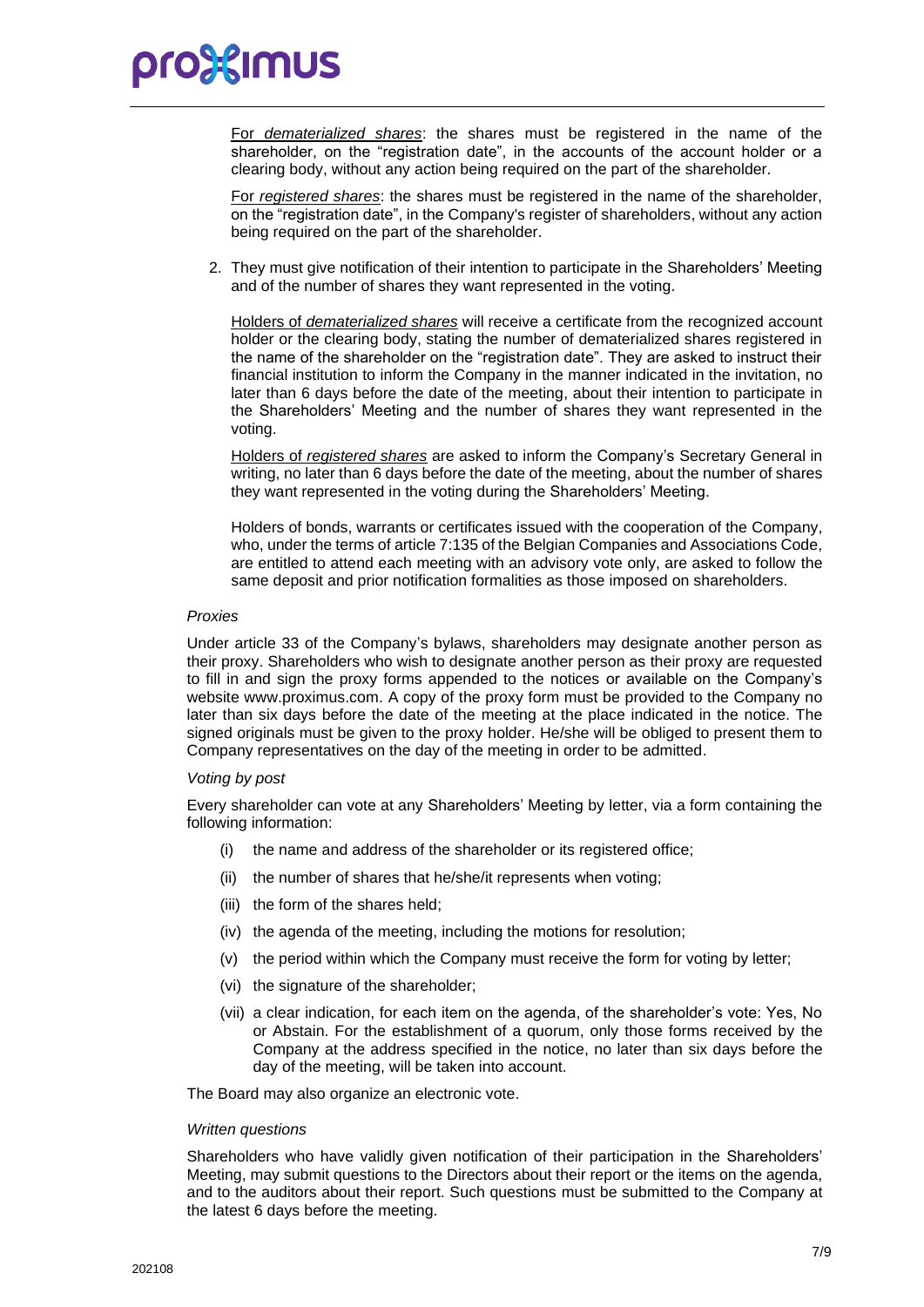For *dematerialized shares*: the shares must be registered in the name of the shareholder, on the "registration date", in the accounts of the account holder or a clearing body, without any action being required on the part of the shareholder.

For *registered shares*: the shares must be registered in the name of the shareholder, on the "registration date", in the Company's register of shareholders, without any action being required on the part of the shareholder.

2. They must give notification of their intention to participate in the Shareholders' Meeting and of the number of shares they want represented in the voting.

   Holders of *dematerialized shares* will receive a certificate from the recognized account holder or the clearing body, stating the number of dematerialized shares registered in the name of the shareholder on the "registration date". They are asked to instruct their financial institution to inform the Company in the manner indicated in the invitation, no later than 6 days before the date of the meeting, about their intention to participate in the Shareholders' Meeting and the number of shares they want represented in the voting.

   Holders of *registered shares* are asked to inform the Company's Secretary General in writing, no later than 6 days before the date of the meeting, about the number of shares they want represented in the voting during the Shareholders' Meeting.

   Holders of bonds, warrants or certificates issued with the cooperation of the Company, who, under the terms of article 7:135 of the Belgian Companies and Associations Code, are entitled to attend each meeting with an advisory vote only, are asked to follow the same deposit and prior notification formalities as those imposed on shareholders.

*Proxies*

Under article 33 of the Company's bylaws, shareholders may designate another person as their proxy. Shareholders who wish to designate another person as their proxy are requested to fill in and sign the proxy forms appended to the notices or available on the Company's website www.proximus.com. A copy of the proxy form must be provided to the Company no later than six days before the date of the meeting at the place indicated in the notice. The signed originals must be given to the proxy holder. He/she will be obliged to present them to Company representatives on the day of the meeting in order to be admitted.

*Voting by post*

Every shareholder can vote at any Shareholders' Meeting by letter, via a form containing the following information:

(i) the name and address of the shareholder or its registered office;

(ii) the number of shares that he/she/it represents when voting;

(iii) the form of the shares held;

(iv) the agenda of the meeting, including the motions for resolution;

(v) the period within which the Company must receive the form for voting by letter;

(vi) the signature of the shareholder;

(vii) a clear indication, for each item on the agenda, of the shareholder's vote: Yes, No or Abstain. For the establishment of a quorum, only those forms received by the Company at the address specified in the notice, no later than six days before the day of the meeting, will be taken into account.

The Board may also organize an electronic vote.

*Written questions*

Shareholders who have validly given notification of their participation in the Shareholders' Meeting, may submit questions to the Directors about their report or the items on the agenda, and to the auditors about their report. Such questions must be submitted to the Company at the latest 6 days before the meeting.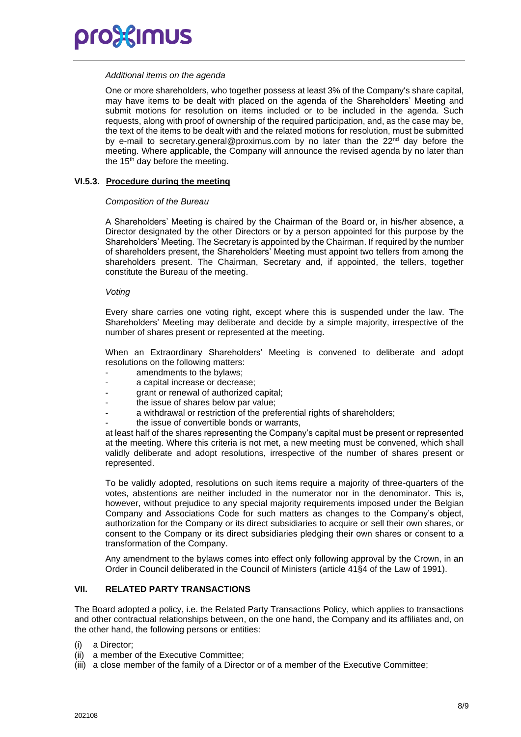*Additional items on the agenda*

One or more shareholders, who together possess at least 3% of the Company's share capital, may have items to be dealt with placed on the agenda of the Shareholders' Meeting and submit motions for resolution on items included or to be included in the agenda. Such requests, along with proof of ownership of the required participation, and, as the case may be, the text of the items to be dealt with and the related motions for resolution, must be submitted by e-mail to secretary.general@proximus.com by no later than the 22nd day before the meeting. Where applicable, the Company will announce the revised agenda by no later than the 15th day before the meeting.

### VI.5.3. Procedure during the meeting

*Composition of the Bureau*

A Shareholders' Meeting is chaired by the Chairman of the Board or, in his/her absence, a Director designated by the other Directors or by a person appointed for this purpose by the Shareholders' Meeting. The Secretary is appointed by the Chairman. If required by the number of shareholders present, the Shareholders' Meeting must appoint two tellers from among the shareholders present. The Chairman, Secretary and, if appointed, the tellers, together constitute the Bureau of the meeting.

*Voting*

Every share carries one voting right, except where this is suspended under the law. The Shareholders' Meeting may deliberate and decide by a simple majority, irrespective of the number of shares present or represented at the meeting.

When an Extraordinary Shareholders' Meeting is convened to deliberate and adopt resolutions on the following matters:

- amendments to the bylaws;
- a capital increase or decrease;
- grant or renewal of authorized capital;
- the issue of shares below par value;
- a withdrawal or restriction of the preferential rights of shareholders;
- the issue of convertible bonds or warrants,

at least half of the shares representing the Company's capital must be present or represented at the meeting. Where this criteria is not met, a new meeting must be convened, which shall validly deliberate and adopt resolutions, irrespective of the number of shares present or represented.

To be validly adopted, resolutions on such items require a majority of three-quarters of the votes, abstentions are neither included in the numerator nor in the denominator. This is, however, without prejudice to any special majority requirements imposed under the Belgian Company and Associations Code for such matters as changes to the Company's object, authorization for the Company or its direct subsidiaries to acquire or sell their own shares, or consent to the Company or its direct subsidiaries pledging their own shares or consent to a transformation of the Company.

Any amendment to the bylaws comes into effect only following approval by the Crown, in an Order in Council deliberated in the Council of Ministers (article 41§4 of the Law of 1991).

## VII. RELATED PARTY TRANSACTIONS

The Board adopted a policy, i.e. the Related Party Transactions Policy, which applies to transactions and other contractual relationships between, on the one hand, the Company and its affiliates and, on the other hand, the following persons or entities:

(i) a Director;
(ii) a member of the Executive Committee;
(iii) a close member of the family of a Director or of a member of the Executive Committee;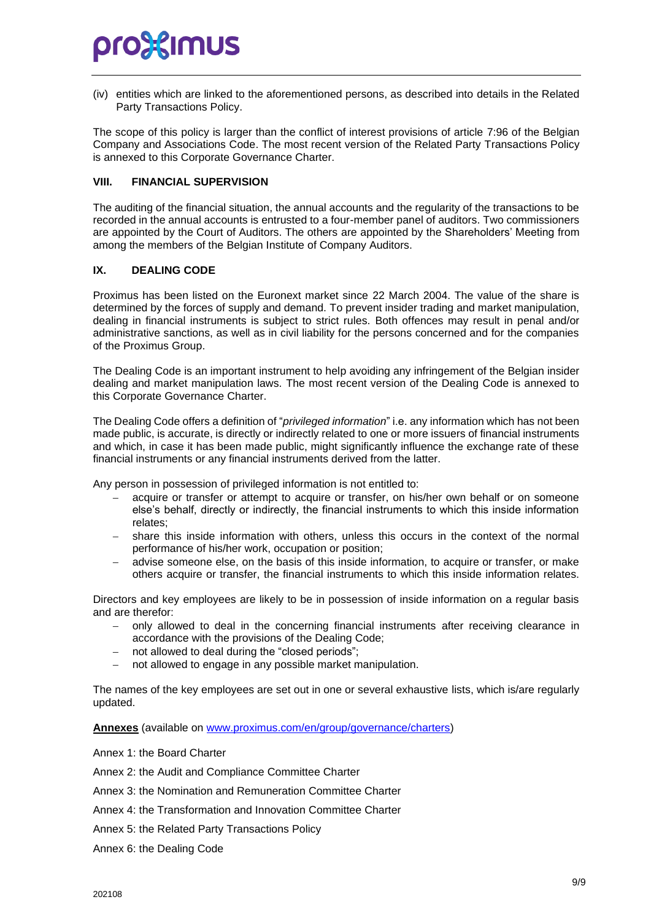(iv) entities which are linked to the aforementioned persons, as described into details in the Related Party Transactions Policy.

The scope of this policy is larger than the conflict of interest provisions of article 7:96 of the Belgian Company and Associations Code. The most recent version of the Related Party Transactions Policy is annexed to this Corporate Governance Charter.

## VIII. FINANCIAL SUPERVISION

The auditing of the financial situation, the annual accounts and the regularity of the transactions to be recorded in the annual accounts is entrusted to a four-member panel of auditors. Two commissioners are appointed by the Court of Auditors. The others are appointed by the Shareholders' Meeting from among the members of the Belgian Institute of Company Auditors.

## IX. DEALING CODE

Proximus has been listed on the Euronext market since 22 March 2004. The value of the share is determined by the forces of supply and demand. To prevent insider trading and market manipulation, dealing in financial instruments is subject to strict rules. Both offences may result in penal and/or administrative sanctions, as well as in civil liability for the persons concerned and for the companies of the Proximus Group.

The Dealing Code is an important instrument to help avoiding any infringement of the Belgian insider dealing and market manipulation laws. The most recent version of the Dealing Code is annexed to this Corporate Governance Charter.

The Dealing Code offers a definition of "*privileged information*" i.e. any information which has not been made public, is accurate, is directly or indirectly related to one or more issuers of financial instruments and which, in case it has been made public, might significantly influence the exchange rate of these financial instruments or any financial instruments derived from the latter.

Any person in possession of privileged information is not entitled to:

- acquire or transfer or attempt to acquire or transfer, on his/her own behalf or on someone else's behalf, directly or indirectly, the financial instruments to which this inside information relates;
- share this inside information with others, unless this occurs in the context of the normal performance of his/her work, occupation or position;
- advise someone else, on the basis of this inside information, to acquire or transfer, or make others acquire or transfer, the financial instruments to which this inside information relates.

Directors and key employees are likely to be in possession of inside information on a regular basis and are therefor:

- only allowed to deal in the concerning financial instruments after receiving clearance in accordance with the provisions of the Dealing Code;
- not allowed to deal during the "closed periods";
- not allowed to engage in any possible market manipulation.

The names of the key employees are set out in one or several exhaustive lists, which is/are regularly updated.

**Annexes** (available on [www.proximus.com/en/group/governance/charters](www.proximus.com/en/group/governance/charters))

Annex 1: the Board Charter

Annex 2: the Audit and Compliance Committee Charter

Annex 3: the Nomination and Remuneration Committee Charter

Annex 4: the Transformation and Innovation Committee Charter

Annex 5: the Related Party Transactions Policy

Annex 6: the Dealing Code

202108